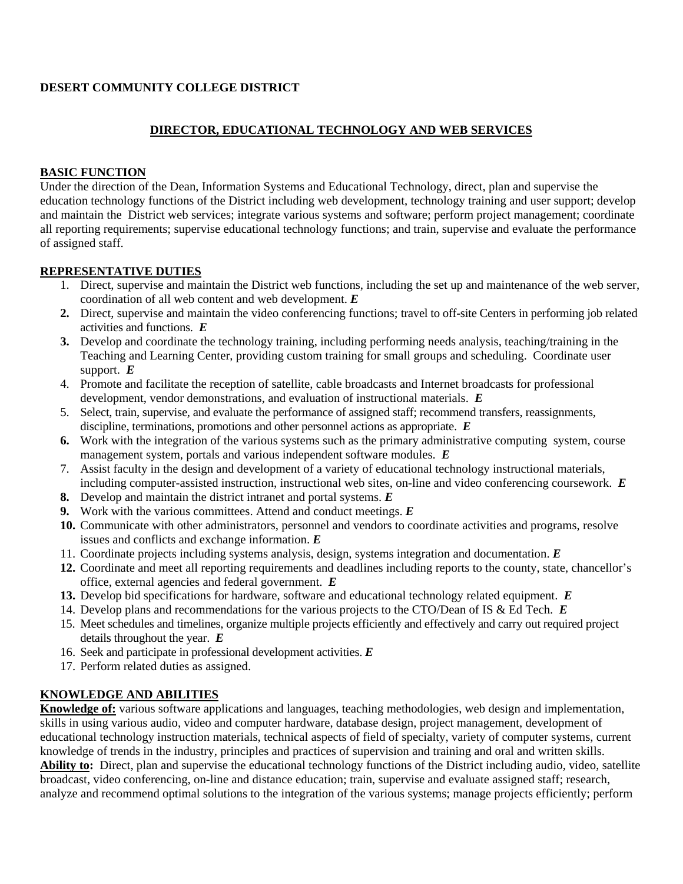**DESERT COMMUNITY COLLEGE DISTRICT**

## DIRECTOR, EDUCATIONAL TECHNOLOGY AND WEB SERVICES

### BASIC FUNCTION

Under the direction of the Dean, Information Systems and Educational Technology, direct, plan and supervise the education technology functions of the District including web development, technology training and user support; develop and maintain the District web services; integrate various systems and software; perform project management; coordinate all reporting requirements; supervise educational technology functions; and train, supervise and evaluate the performance of assigned staff.

### REPRESENTATIVE DUTIES

1. Direct, supervise and maintain the District web functions, including the set up and maintenance of the web server, coordination of all web content and web development. ***E***
2. Direct, supervise and maintain the video conferencing functions; travel to off-site Centers in performing job related activities and functions. ***E***
3. Develop and coordinate the technology training, including performing needs analysis, teaching/training in the Teaching and Learning Center, providing custom training for small groups and scheduling. Coordinate user support. ***E***
4. Promote and facilitate the reception of satellite, cable broadcasts and Internet broadcasts for professional development, vendor demonstrations, and evaluation of instructional materials. ***E***
5. Select, train, supervise, and evaluate the performance of assigned staff; recommend transfers, reassignments, discipline, terminations, promotions and other personnel actions as appropriate. ***E***
6. Work with the integration of the various systems such as the primary administrative computing system, course management system, portals and various independent software modules. ***E***
7. Assist faculty in the design and development of a variety of educational technology instructional materials, including computer-assisted instruction, instructional web sites, on-line and video conferencing coursework. ***E***
8. Develop and maintain the district intranet and portal systems. ***E***
9. Work with the various committees. Attend and conduct meetings. ***E***
10. Communicate with other administrators, personnel and vendors to coordinate activities and programs, resolve issues and conflicts and exchange information. ***E***
11. Coordinate projects including systems analysis, design, systems integration and documentation. ***E***
12. Coordinate and meet all reporting requirements and deadlines including reports to the county, state, chancellor's office, external agencies and federal government. ***E***
13. Develop bid specifications for hardware, software and educational technology related equipment. ***E***
14. Develop plans and recommendations for the various projects to the CTO/Dean of IS & Ed Tech. ***E***
15. Meet schedules and timelines, organize multiple projects efficiently and effectively and carry out required project details throughout the year. ***E***
16. Seek and participate in professional development activities. ***E***
17. Perform related duties as assigned.

### KNOWLEDGE AND ABILITIES

**Knowledge of:** various software applications and languages, teaching methodologies, web design and implementation, skills in using various audio, video and computer hardware, database design, project management, development of educational technology instruction materials, technical aspects of field of specialty, variety of computer systems, current knowledge of trends in the industry, principles and practices of supervision and training and oral and written skills.

**Ability to:** Direct, plan and supervise the educational technology functions of the District including audio, video, satellite broadcast, video conferencing, on-line and distance education; train, supervise and evaluate assigned staff; research, analyze and recommend optimal solutions to the integration of the various systems; manage projects efficiently; perform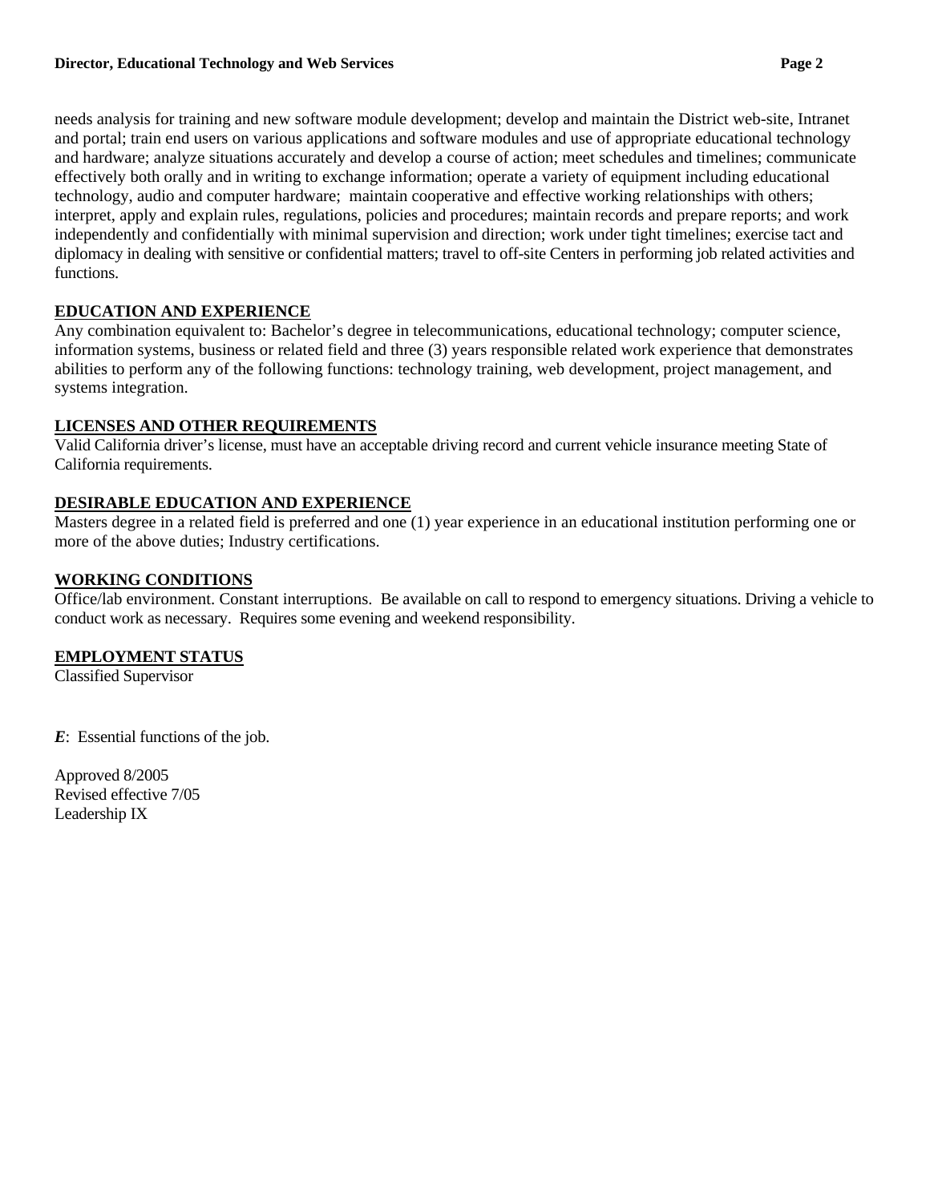needs analysis for training and new software module development; develop and maintain the District web-site, Intranet and portal; train end users on various applications and software modules and use of appropriate educational technology and hardware; analyze situations accurately and develop a course of action; meet schedules and timelines; communicate effectively both orally and in writing to exchange information; operate a variety of equipment including educational technology, audio and computer hardware; maintain cooperative and effective working relationships with others; interpret, apply and explain rules, regulations, policies and procedures; maintain records and prepare reports; and work independently and confidentially with minimal supervision and direction; work under tight timelines; exercise tact and diplomacy in dealing with sensitive or confidential matters; travel to off-site Centers in performing job related activities and functions.

## EDUCATION AND EXPERIENCE

Any combination equivalent to: Bachelor's degree in telecommunications, educational technology; computer science, information systems, business or related field and three (3) years responsible related work experience that demonstrates abilities to perform any of the following functions: technology training, web development, project management, and systems integration.

## LICENSES AND OTHER REQUIREMENTS

Valid California driver's license, must have an acceptable driving record and current vehicle insurance meeting State of California requirements.

## DESIRABLE EDUCATION AND EXPERIENCE

Masters degree in a related field is preferred and one (1) year experience in an educational institution performing one or more of the above duties; Industry certifications.

## WORKING CONDITIONS

Office/lab environment. Constant interruptions. Be available on call to respond to emergency situations. Driving a vehicle to conduct work as necessary. Requires some evening and weekend responsibility.

## EMPLOYMENT STATUS

Classified Supervisor

***E***: Essential functions of the job.

Approved 8/2005
Revised effective 7/05
Leadership IX